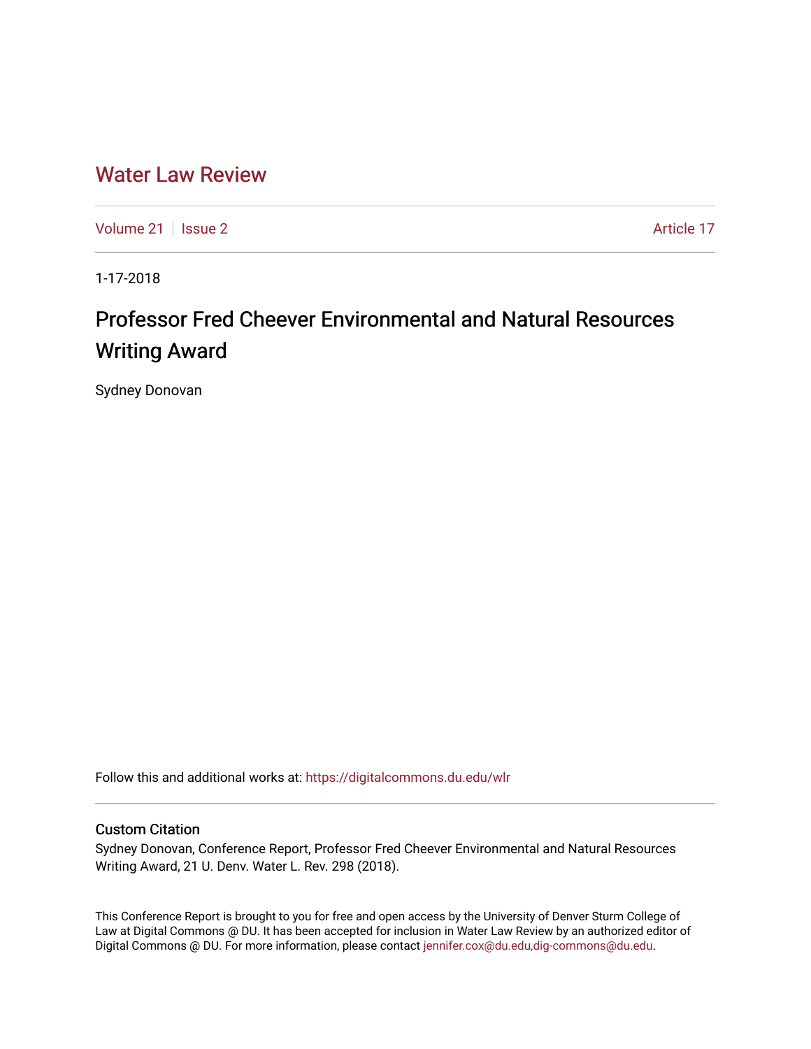# Water Law Review

Volume 21 | Issue 2 | Article 17

1-17-2018

## Professor Fred Cheever Environmental and Natural Resources Writing Award

Sydney Donovan

Follow this and additional works at: https://digitalcommons.du.edu/wlr

### Custom Citation

Sydney Donovan, Conference Report, Professor Fred Cheever Environmental and Natural Resources Writing Award, 21 U. Denv. Water L. Rev. 298 (2018).

This Conference Report is brought to you for free and open access by the University of Denver Sturm College of Law at Digital Commons @ DU. It has been accepted for inclusion in Water Law Review by an authorized editor of Digital Commons @ DU. For more information, please contact jennifer.cox@du.edu,dig-commons@du.edu.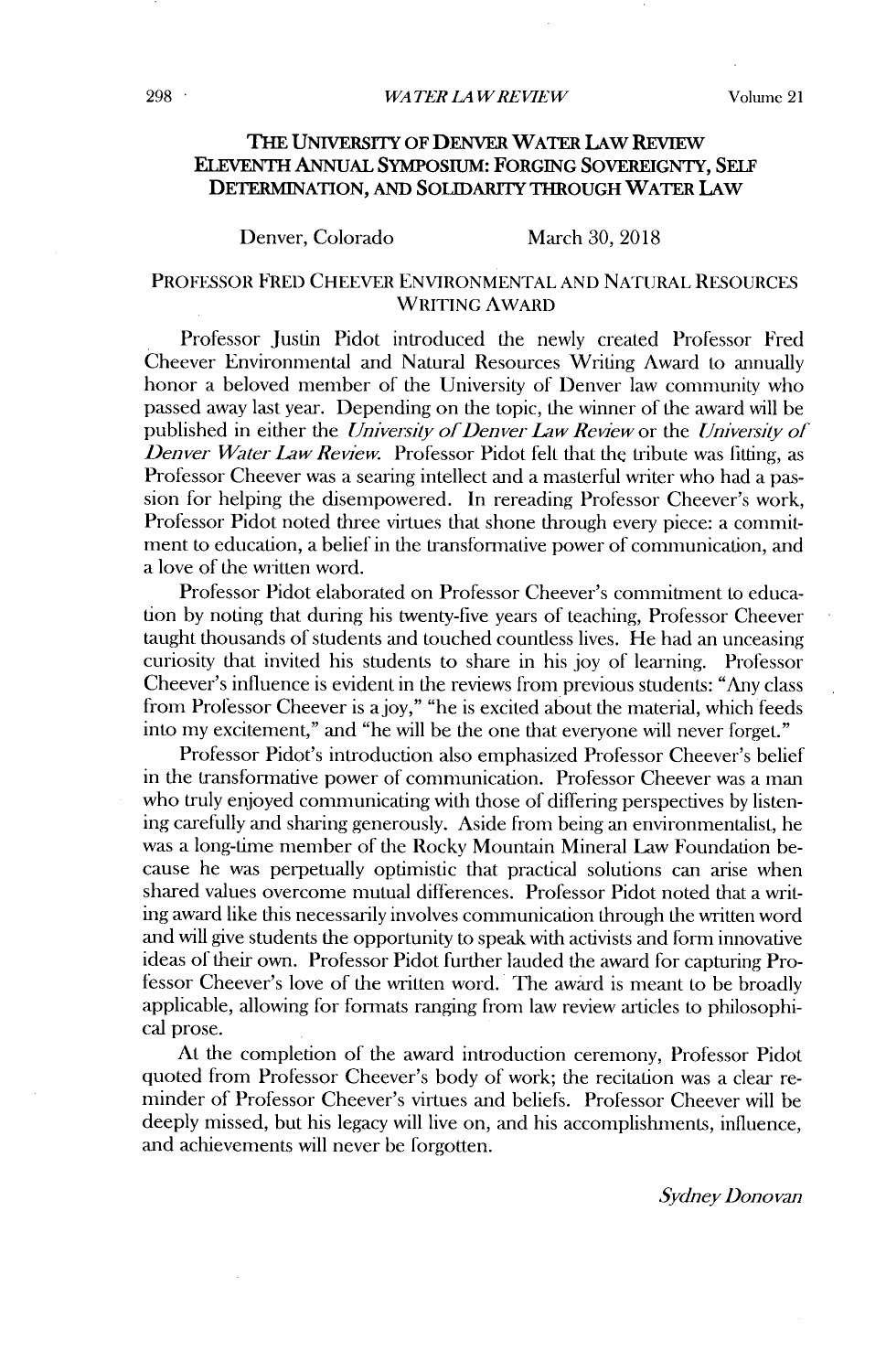## THE UNIVERSITY OF DENVER WATER LAW REVIEW ELEVENTH ANNUAL SYMPOSIUM: FORGING SOVEREIGNTY, SELF DETERMINATION, AND SOLIDARITY THROUGH WATER LAW

Denver, Colorado March 30, 2018

### PROFESSOR FRED CHEEVER ENVIRONMENTAL AND NATURAL RESOURCES WRITING AWARD

Professor Justin Pidot introduced the newly created Professor Fred Cheever Environmental and Natural Resources Writing Award to annually honor a beloved member of the University of Denver law community who passed away last year. Depending on the topic, the winner of the award will be published in either the *University of Denver Law Review* or the *University of Denver Water Law Review*. Professor Pidot felt that the tribute was fitting, as Professor Cheever was a searing intellect and a masterful writer who had a passion for helping the disempowered. In rereading Professor Cheever's work, Professor Pidot noted three virtues that shone through every piece: a commitment to education, a belief in the transformative power of communication, and a love of the written word.

Professor Pidot elaborated on Professor Cheever's commitment to education by noting that during his twenty-five years of teaching, Professor Cheever taught thousands of students and touched countless lives. He had an unceasing curiosity that invited his students to share in his joy of learning. Professor Cheever's influence is evident in the reviews from previous students: "Any class from Professor Cheever is a joy," "he is excited about the material, which feeds into my excitement," and "he will be the one that everyone will never forget."

Professor Pidot's introduction also emphasized Professor Cheever's belief in the transformative power of communication. Professor Cheever was a man who truly enjoyed communicating with those of differing perspectives by listening carefully and sharing generously. Aside from being an environmentalist, he was a long-time member of the Rocky Mountain Mineral Law Foundation because he was perpetually optimistic that practical solutions can arise when shared values overcome mutual differences. Professor Pidot noted that a writing award like this necessarily involves communication through the written word and will give students the opportunity to speak with activists and form innovative ideas of their own. Professor Pidot further lauded the award for capturing Professor Cheever's love of the written word. The award is meant to be broadly applicable, allowing for formats ranging from law review articles to philosophical prose.

At the completion of the award introduction ceremony, Professor Pidot quoted from Professor Cheever's body of work; the recitation was a clear reminder of Professor Cheever's virtues and beliefs. Professor Cheever will be deeply missed, but his legacy will live on, and his accomplishments, influence, and achievements will never be forgotten.

*Sydney Donovan*